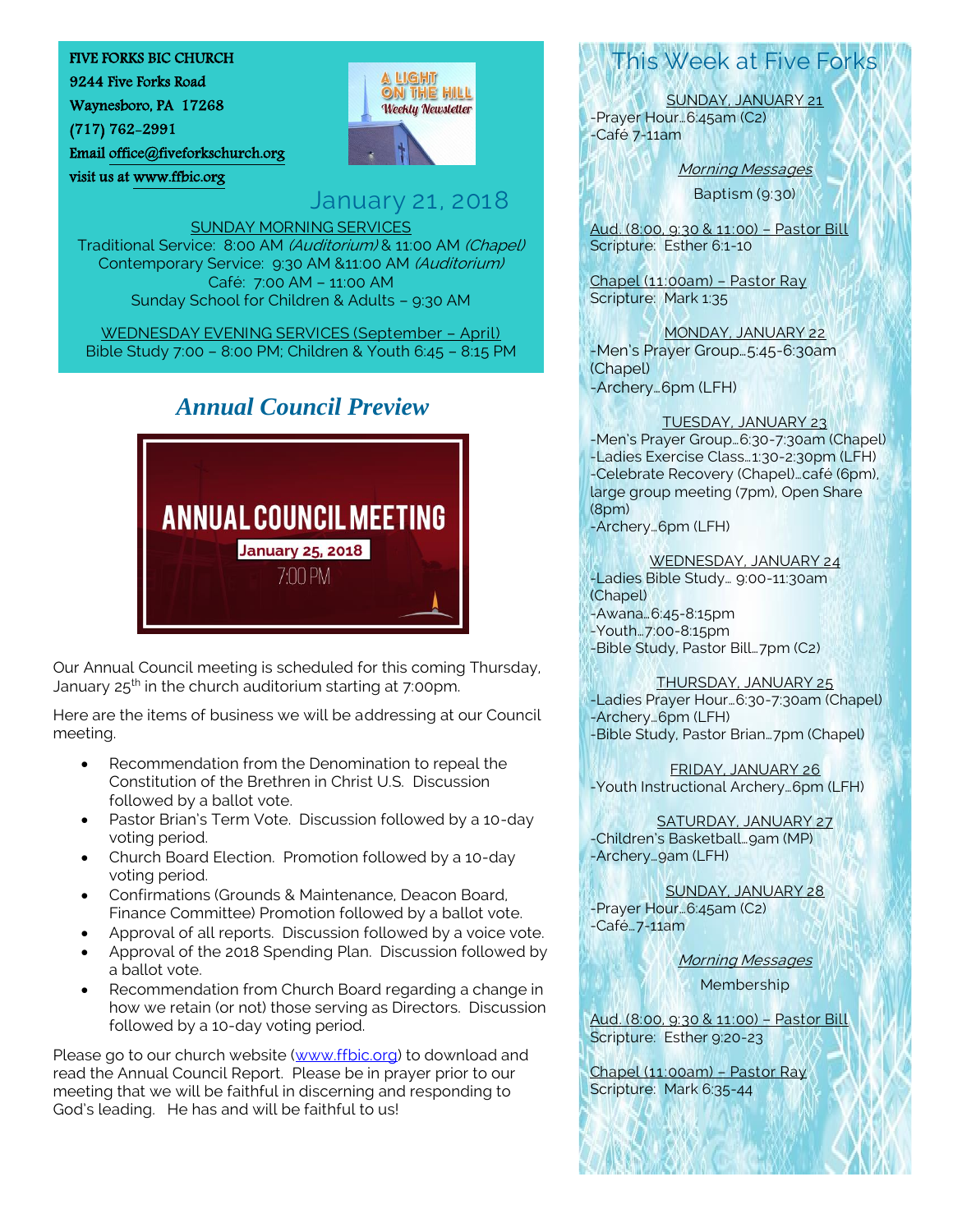FIVE FORKS BIC CHURCH
9244 Five Forks Road
Waynesboro, PA 17268
(717) 762-2991
Email office@fiveforkschurch.org
visit us at www.ffbic.org

A LIGHT ON THE HILL
Weekly Newsletter

January 21, 2018

SUNDAY MORNING SERVICES
Traditional Service: 8:00 AM *(Auditorium)* & 11:00 AM *(Chapel)*
Contemporary Service: 9:30 AM &11:00 AM *(Auditorium)*
Café: 7:00 AM – 11:00 AM
Sunday School for Children & Adults – 9:30 AM

WEDNESDAY EVENING SERVICES (September – April)
Bible Study 7:00 – 8:00 PM; Children & Youth 6:45 – 8:15 PM

## *Annual Council Preview*

ANNUAL COUNCIL MEETING
January 25, 2018
7:00 PM

Our Annual Council meeting is scheduled for this coming Thursday, January 25th in the church auditorium starting at 7:00pm.

Here are the items of business we will be addressing at our Council meeting.

- Recommendation from the Denomination to repeal the Constitution of the Brethren in Christ U.S. Discussion followed by a ballot vote.
- Pastor Brian's Term Vote. Discussion followed by a 10-day voting period.
- Church Board Election. Promotion followed by a 10-day voting period.
- Confirmations (Grounds & Maintenance, Deacon Board, Finance Committee) Promotion followed by a ballot vote.
- Approval of all reports. Discussion followed by a voice vote.
- Approval of the 2018 Spending Plan. Discussion followed by a ballot vote.
- Recommendation from Church Board regarding a change in how we retain (or not) those serving as Directors. Discussion followed by a 10-day voting period.

Please go to our church website (www.ffbic.org) to download and read the Annual Council Report. Please be in prayer prior to our meeting that we will be faithful in discerning and responding to God's leading. He has and will be faithful to us!

## This Week at Five Forks

SUNDAY, JANUARY 21
-Prayer Hour…6:45am (C2)
-Café 7-11am

*Morning Messages*
Baptism (9:30)

Aud. (8:00, 9:30 & 11:00) – Pastor Bill
Scripture: Esther 6:1-10

Chapel (11:00am) – Pastor Ray
Scripture: Mark 1:35

MONDAY, JANUARY 22
-Men's Prayer Group…5:45-6:30am (Chapel)
-Archery…6pm (LFH)

TUESDAY, JANUARY 23
-Men's Prayer Group…6:30-7:30am (Chapel)
-Ladies Exercise Class…1:30-2:30pm (LFH)
-Celebrate Recovery (Chapel)…café (6pm), large group meeting (7pm), Open Share (8pm)
-Archery…6pm (LFH)

WEDNESDAY, JANUARY 24
-Ladies Bible Study… 9:00-11:30am (Chapel)
-Awana…6:45-8:15pm
-Youth…7:00-8:15pm
-Bible Study, Pastor Bill…7pm (C2)

THURSDAY, JANUARY 25
-Ladies Prayer Hour…6:30-7:30am (Chapel)
-Archery…6pm (LFH)
-Bible Study, Pastor Brian…7pm (Chapel)

FRIDAY, JANUARY 26
-Youth Instructional Archery…6pm (LFH)

SATURDAY, JANUARY 27
-Children's Basketball…9am (MP)
-Archery…9am (LFH)

SUNDAY, JANUARY 28
-Prayer Hour…6:45am (C2)
-Café…7-11am

*Morning Messages*
Membership

Aud. (8:00, 9:30 & 11:00) – Pastor Bill
Scripture: Esther 9:20-23

Chapel (11:00am) – Pastor Ray
Scripture: Mark 6:35-44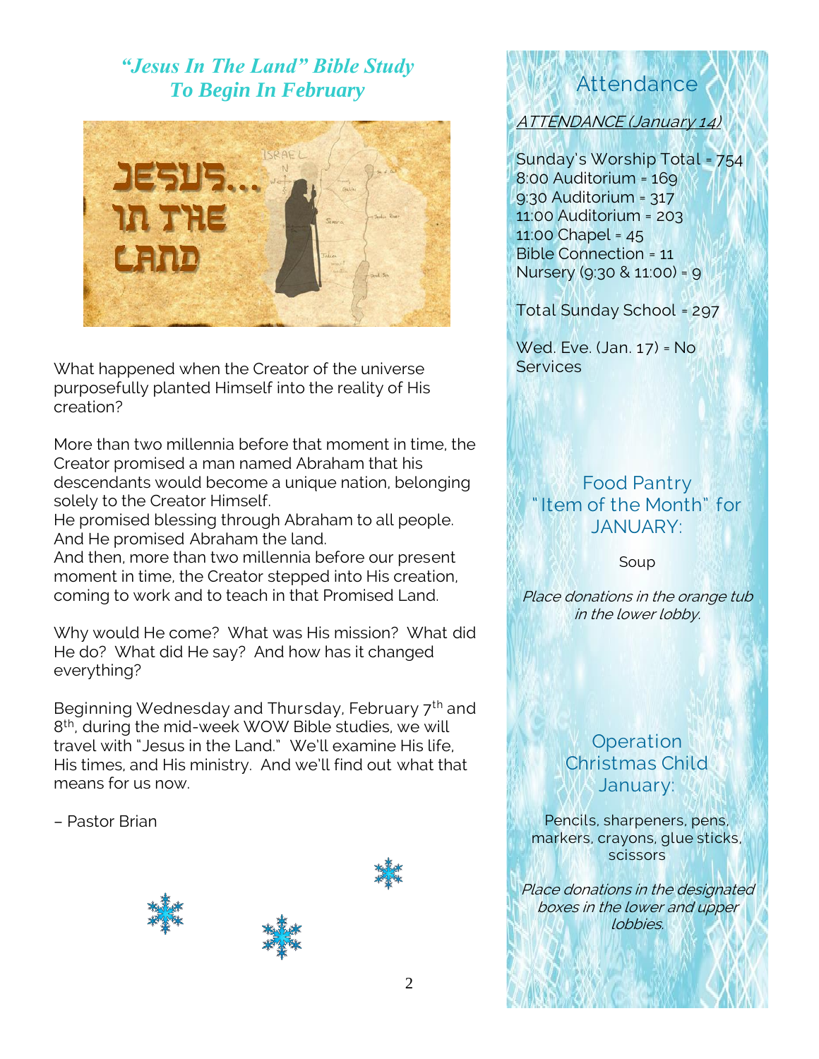## *"Jesus In The Land" Bible Study To Begin In February*

What happened when the Creator of the universe purposefully planted Himself into the reality of His creation?

More than two millennia before that moment in time, the Creator promised a man named Abraham that his descendants would become a unique nation, belonging solely to the Creator Himself.
He promised blessing through Abraham to all people.
And He promised Abraham the land.
And then, more than two millennia before our present moment in time, the Creator stepped into His creation, coming to work and to teach in that Promised Land.

Why would He come? What was His mission? What did He do? What did He say? And how has it changed everything?

Beginning Wednesday and Thursday, February 7th and 8th, during the mid-week WOW Bible studies, we will travel with "Jesus in the Land." We'll examine His life, His times, and His ministry. And we'll find out what that means for us now.

– Pastor Brian

## Attendance

ATTENDANCE (January 14)

Sunday's Worship Total = 754
8:00 Auditorium = 169
9:30 Auditorium = 317
11:00 Auditorium = 203
11:00 Chapel = 45
Bible Connection = 11
Nursery (9:30 & 11:00) = 9

Total Sunday School = 297

Wed. Eve. (Jan. 17) = No Services

## Food Pantry "Item of the Month" for JANUARY:

Soup

*Place donations in the orange tub in the lower lobby.*

## Operation Christmas Child January:

Pencils, sharpeners, pens, markers, crayons, glue sticks, scissors

*Place donations in the designated boxes in the lower and upper lobbies.*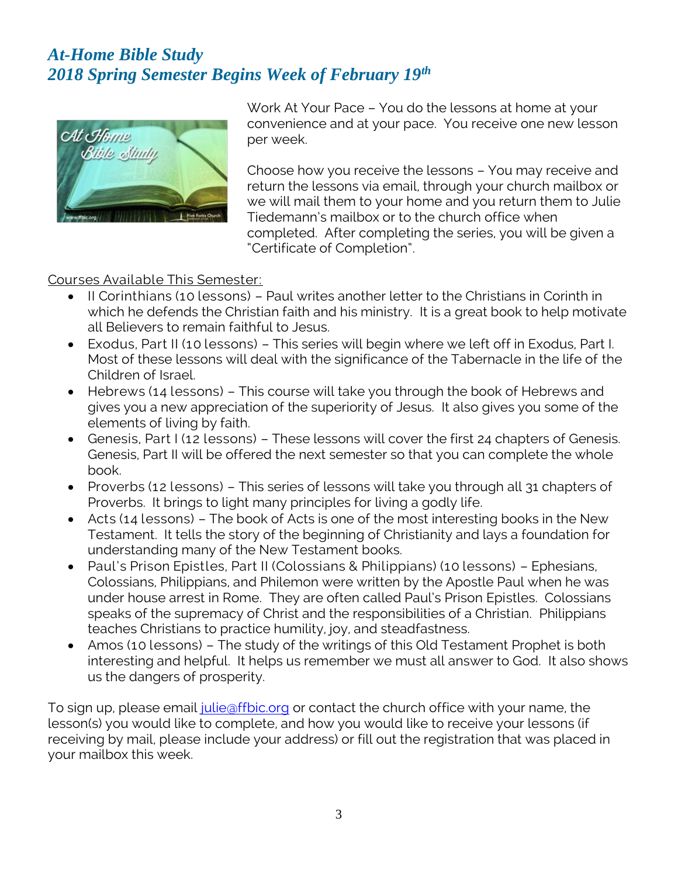## *At-Home Bible Study*
## *2018 Spring Semester Begins Week of February 19th*

Work At Your Pace – You do the lessons at home at your convenience and at your pace. You receive one new lesson per week.

Choose how you receive the lessons – You may receive and return the lessons via email, through your church mailbox or we will mail them to your home and you return them to Julie Tiedemann's mailbox or to the church office when completed. After completing the series, you will be given a "Certificate of Completion".

Courses Available This Semester:

- II Corinthians (10 lessons) – Paul writes another letter to the Christians in Corinth in which he defends the Christian faith and his ministry. It is a great book to help motivate all Believers to remain faithful to Jesus.
- Exodus, Part II (10 lessons) – This series will begin where we left off in Exodus, Part I. Most of these lessons will deal with the significance of the Tabernacle in the life of the Children of Israel.
- Hebrews (14 lessons) – This course will take you through the book of Hebrews and gives you a new appreciation of the superiority of Jesus. It also gives you some of the elements of living by faith.
- Genesis, Part I (12 lessons) – These lessons will cover the first 24 chapters of Genesis. Genesis, Part II will be offered the next semester so that you can complete the whole book.
- Proverbs (12 lessons) – This series of lessons will take you through all 31 chapters of Proverbs. It brings to light many principles for living a godly life.
- Acts (14 lessons) – The book of Acts is one of the most interesting books in the New Testament. It tells the story of the beginning of Christianity and lays a foundation for understanding many of the New Testament books.
- Paul's Prison Epistles, Part II (Colossians & Philippians) (10 lessons) – Ephesians, Colossians, Philippians, and Philemon were written by the Apostle Paul when he was under house arrest in Rome. They are often called Paul's Prison Epistles. Colossians speaks of the supremacy of Christ and the responsibilities of a Christian. Philippians teaches Christians to practice humility, joy, and steadfastness.
- Amos (10 lessons) – The study of the writings of this Old Testament Prophet is both interesting and helpful. It helps us remember we must all answer to God. It also shows us the dangers of prosperity.

To sign up, please email julie@ffbic.org or contact the church office with your name, the lesson(s) you would like to complete, and how you would like to receive your lessons (if receiving by mail, please include your address) or fill out the registration that was placed in your mailbox this week.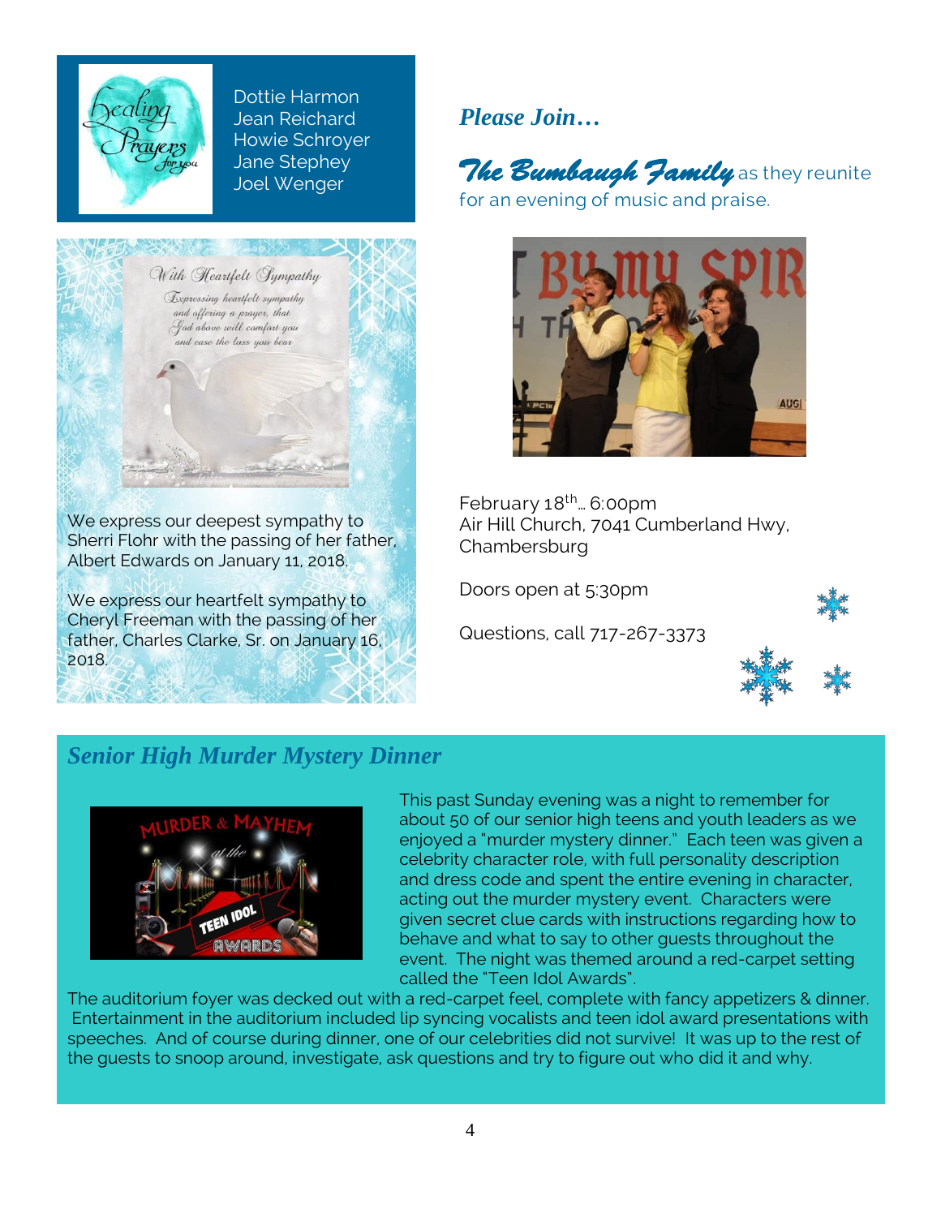Dottie Harmon
Jean Reichard
Howie Schroyer
Jane Stephey
Joel Wenger

We express our deepest sympathy to Sherri Flohr with the passing of her father, Albert Edwards on January 11, 2018.

We express our heartfelt sympathy to Cheryl Freeman with the passing of her father, Charles Clarke, Sr. on January 16, 2018.

## *Please Join…*

***The Bumbaugh Family*** as they reunite for an evening of music and praise.

February 18th… 6:00pm
Air Hill Church, 7041 Cumberland Hwy, Chambersburg

Doors open at 5:30pm

Questions, call 717-267-3373

## *Senior High Murder Mystery Dinner*

This past Sunday evening was a night to remember for about 50 of our senior high teens and youth leaders as we enjoyed a "murder mystery dinner." Each teen was given a celebrity character role, with full personality description and dress code and spent the entire evening in character, acting out the murder mystery event. Characters were given secret clue cards with instructions regarding how to behave and what to say to other guests throughout the event. The night was themed around a red-carpet setting called the "Teen Idol Awards".

The auditorium foyer was decked out with a red-carpet feel, complete with fancy appetizers & dinner. Entertainment in the auditorium included lip syncing vocalists and teen idol award presentations with speeches. And of course during dinner, one of our celebrities did not survive! It was up to the rest of the guests to snoop around, investigate, ask questions and try to figure out who did it and why.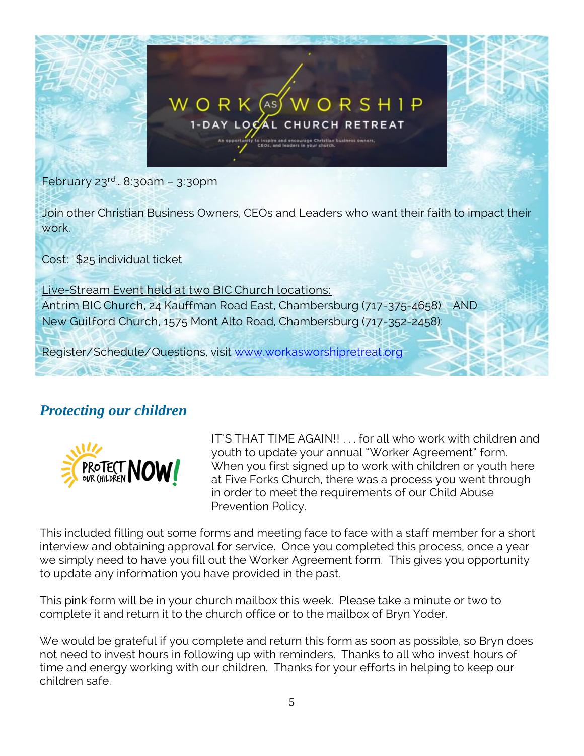# WORK AS WORSHIP

1-DAY LOCAL CHURCH RETREAT

An opportunity to inspire and encourage Christian business owners, CEOs, and leaders in your church.

February 23rd… 8:30am – 3:30pm

Join other Christian Business Owners, CEOs and Leaders who want their faith to impact their work.

Cost: $25 individual ticket

Live-Stream Event held at two BIC Church locations:
Antrim BIC Church, 24 Kauffman Road East, Chambersburg (717-375-4658) AND
New Guilford Church, 1575 Mont Alto Road, Chambersburg (717-352-2458):

Register/Schedule/Questions, visit www.workasworshipretreat.org

## *Protecting our children*

PROTECT OUR CHILDREN NOW!

IT'S THAT TIME AGAIN!! . . . for all who work with children and youth to update your annual "Worker Agreement" form. When you first signed up to work with children or youth here at Five Forks Church, there was a process you went through in order to meet the requirements of our Child Abuse Prevention Policy.

This included filling out some forms and meeting face to face with a staff member for a short interview and obtaining approval for service. Once you completed this process, once a year we simply need to have you fill out the Worker Agreement form. This gives you opportunity to update any information you have provided in the past.

This pink form will be in your church mailbox this week. Please take a minute or two to complete it and return it to the church office or to the mailbox of Bryn Yoder.

We would be grateful if you complete and return this form as soon as possible, so Bryn does not need to invest hours in following up with reminders. Thanks to all who invest hours of time and energy working with our children. Thanks for your efforts in helping to keep our children safe.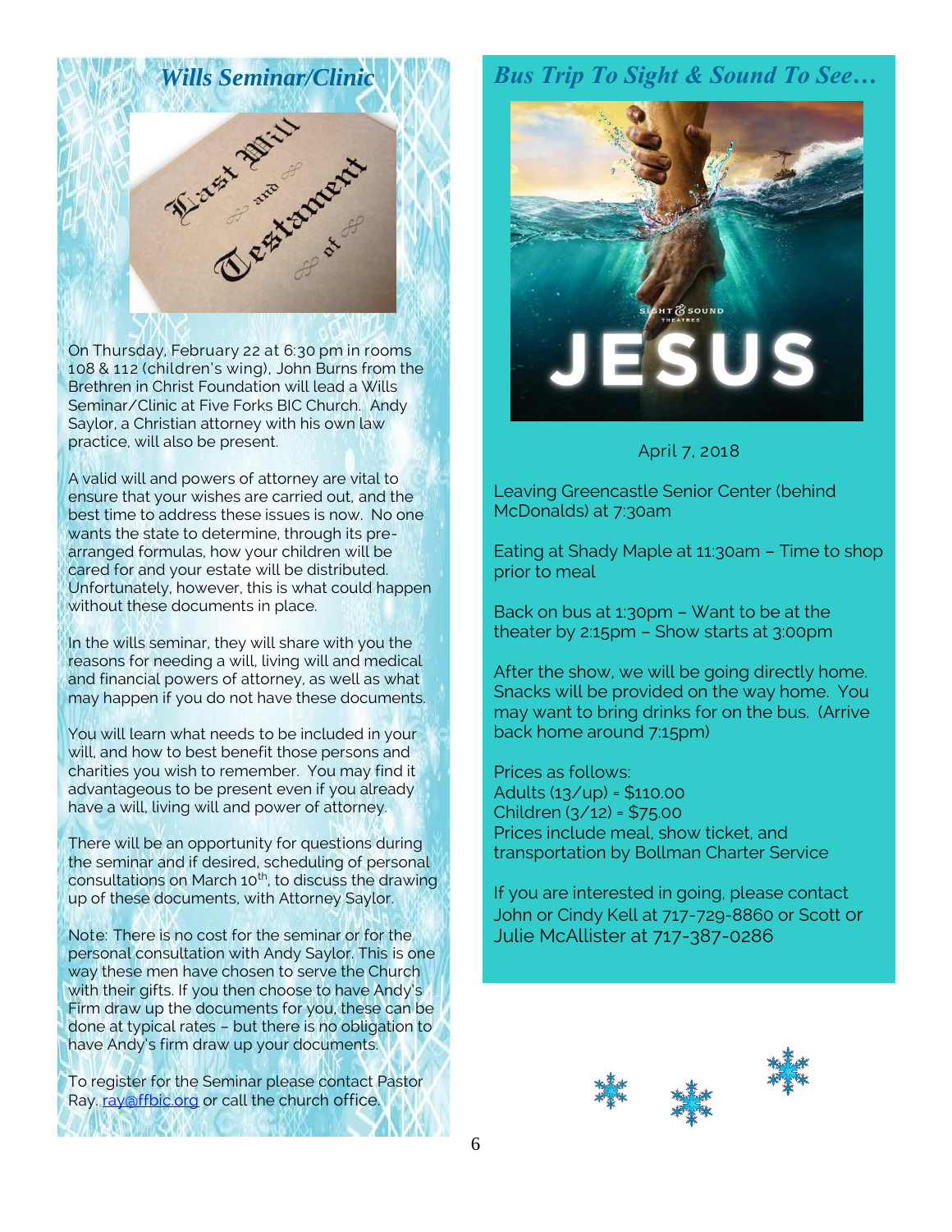## *Wills Seminar/Clinic*

On Thursday, February 22 at 6:30 pm in rooms 108 & 112 (children's wing), John Burns from the Brethren in Christ Foundation will lead a Wills Seminar/Clinic at Five Forks BIC Church. Andy Saylor, a Christian attorney with his own law practice, will also be present.

A valid will and powers of attorney are vital to ensure that your wishes are carried out, and the best time to address these issues is now. No one wants the state to determine, through its pre-arranged formulas, how your children will be cared for and your estate will be distributed. Unfortunately, however, this is what could happen without these documents in place.

In the wills seminar, they will share with you the reasons for needing a will, living will and medical and financial powers of attorney, as well as what may happen if you do not have these documents.

You will learn what needs to be included in your will, and how to best benefit those persons and charities you wish to remember. You may find it advantageous to be present even if you already have a will, living will and power of attorney.

There will be an opportunity for questions during the seminar and if desired, scheduling of personal consultations on March 10th, to discuss the drawing up of these documents, with Attorney Saylor.

Note: There is no cost for the seminar or for the personal consultation with Andy Saylor. This is one way these men have chosen to serve the Church with their gifts. If you then choose to have Andy's Firm draw up the documents for you, these can be done at typical rates – but there is no obligation to have Andy's firm draw up your documents.

To register for the Seminar please contact Pastor Ray, ray@ffbic.org or call the church office.

## *Bus Trip To Sight & Sound To See…*

April 7, 2018

Leaving Greencastle Senior Center (behind McDonalds) at 7:30am

Eating at Shady Maple at 11:30am – Time to shop prior to meal

Back on bus at 1:30pm – Want to be at the theater by 2:15pm – Show starts at 3:00pm

After the show, we will be going directly home. Snacks will be provided on the way home. You may want to bring drinks for on the bus. (Arrive back home around 7:15pm)

Prices as follows:
Adults (13/up) = $110.00
Children (3/12) = $75.00
Prices include meal, show ticket, and transportation by Bollman Charter Service

If you are interested in going, please contact John or Cindy Kell at 717-729-8860 or Scott or Julie McAllister at 717-387-0286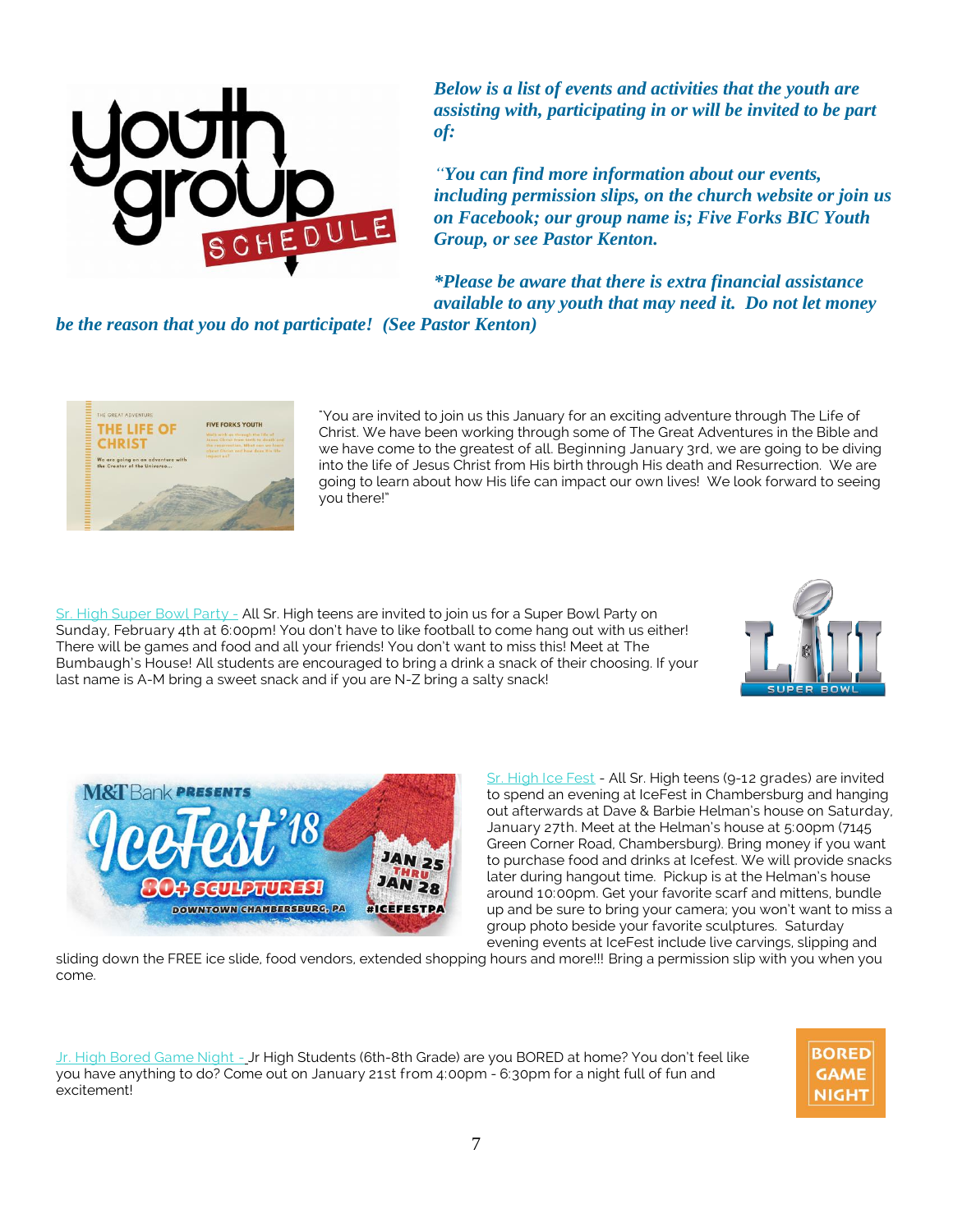***Below is a list of events and activities that the youth are assisting with, participating in or will be invited to be part of:***

***"You can find more information about our events, including permission slips, on the church website or join us on Facebook; our group name is; Five Forks BIC Youth Group, or see Pastor Kenton.***

***\*Please be aware that there is extra financial assistance available to any youth that may need it. Do not let money be the reason that you do not participate! (See Pastor Kenton)***

"You are invited to join us this January for an exciting adventure through The Life of Christ. We have been working through some of The Great Adventures in the Bible and we have come to the greatest of all. Beginning January 3rd, we are going to be diving into the life of Jesus Christ from His birth through His death and Resurrection. We are going to learn about how His life can impact our own lives! We look forward to seeing you there!"

Sr. High Super Bowl Party - All Sr. High teens are invited to join us for a Super Bowl Party on Sunday, February 4th at 6:00pm! You don't have to like football to come hang out with us either! There will be games and food and all your friends! You don't want to miss this! Meet at The Bumbaugh's House! All students are encouraged to bring a drink a snack of their choosing. If your last name is A-M bring a sweet snack and if you are N-Z bring a salty snack!

Sr. High Ice Fest - All Sr. High teens (9-12 grades) are invited to spend an evening at IceFest in Chambersburg and hanging out afterwards at Dave & Barbie Helman's house on Saturday, January 27th. Meet at the Helman's house at 5:00pm (7145 Green Corner Road, Chambersburg). Bring money if you want to purchase food and drinks at Icefest. We will provide snacks later during hangout time. Pickup is at the Helman's house around 10:00pm. Get your favorite scarf and mittens, bundle up and be sure to bring your camera; you won't want to miss a group photo beside your favorite sculptures. Saturday evening events at IceFest include live carvings, slipping and sliding down the FREE ice slide, food vendors, extended shopping hours and more!!! Bring a permission slip with you when you come.

Jr. High Bored Game Night - Jr High Students (6th-8th Grade) are you BORED at home? You don't feel like you have anything to do? Come out on January 21st from 4:00pm - 6:30pm for a night full of fun and excitement!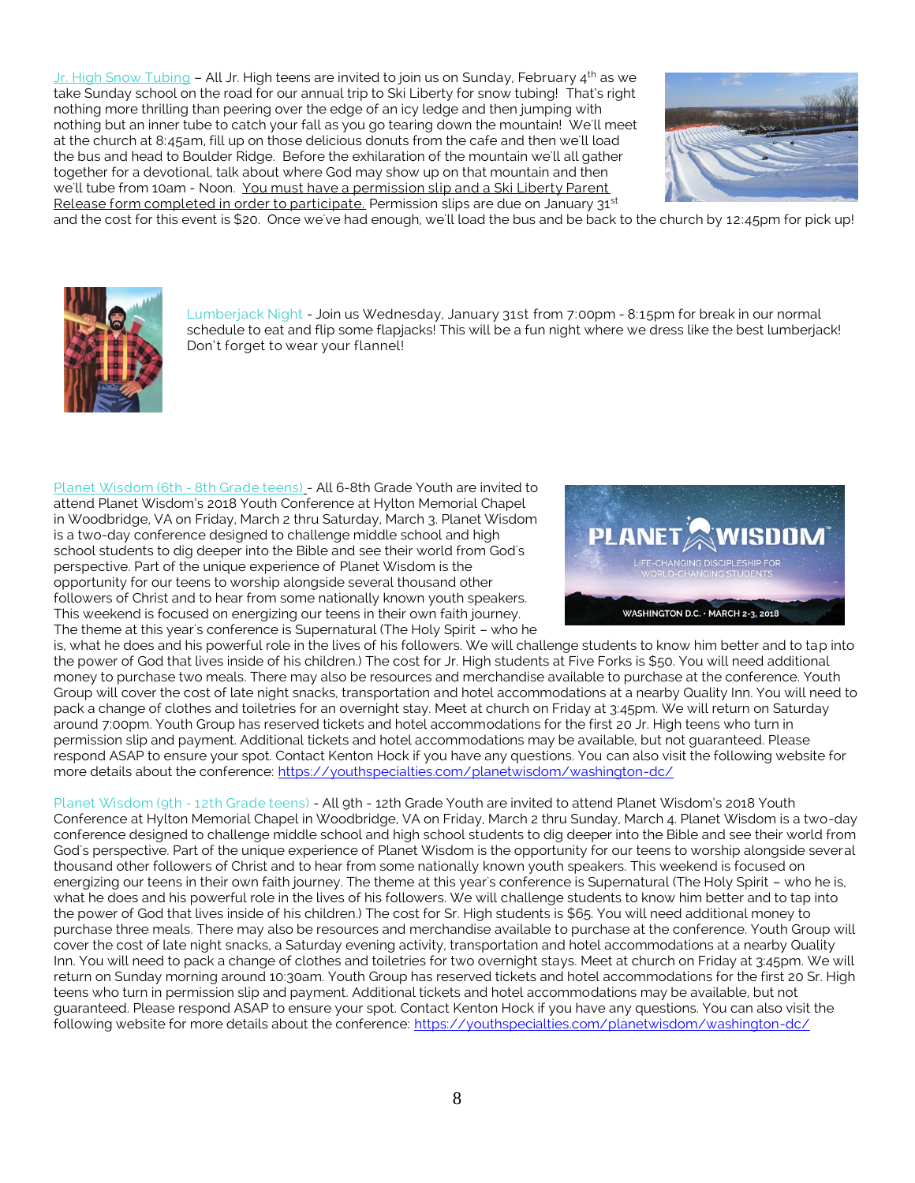Jr. High Snow Tubing – All Jr. High teens are invited to join us on Sunday, February 4th as we take Sunday school on the road for our annual trip to Ski Liberty for snow tubing! That's right nothing more thrilling than peering over the edge of an icy ledge and then jumping with nothing but an inner tube to catch your fall as you go tearing down the mountain! We'll meet at the church at 8:45am, fill up on those delicious donuts from the cafe and then we'll load the bus and head to Boulder Ridge. Before the exhilaration of the mountain we'll all gather together for a devotional, talk about where God may show up on that mountain and then we'll tube from 10am - Noon. You must have a permission slip and a Ski Liberty Parent Release form completed in order to participate. Permission slips are due on January 31st and the cost for this event is $20. Once we've had enough, we'll load the bus and be back to the church by 12:45pm for pick up!

Lumberjack Night - Join us Wednesday, January 31st from 7:00pm - 8:15pm for break in our normal schedule to eat and flip some flapjacks! This will be a fun night where we dress like the best lumberjack! Don't forget to wear your flannel!

Planet Wisdom (6th - 8th Grade teens) - All 6-8th Grade Youth are invited to attend Planet Wisdom's 2018 Youth Conference at Hylton Memorial Chapel in Woodbridge, VA on Friday, March 2 thru Saturday, March 3. Planet Wisdom is a two-day conference designed to challenge middle school and high school students to dig deeper into the Bible and see their world from God's perspective. Part of the unique experience of Planet Wisdom is the opportunity for our teens to worship alongside several thousand other followers of Christ and to hear from some nationally known youth speakers. This weekend is focused on energizing our teens in their own faith journey. The theme at this year's conference is Supernatural (The Holy Spirit – who he is, what he does and his powerful role in the lives of his followers. We will challenge students to know him better and to tap into the power of God that lives inside of his children.) The cost for Jr. High students at Five Forks is $50. You will need additional money to purchase two meals. There may also be resources and merchandise available to purchase at the conference. Youth Group will cover the cost of late night snacks, transportation and hotel accommodations at a nearby Quality Inn. You will need to pack a change of clothes and toiletries for an overnight stay. Meet at church on Friday at 3:45pm. We will return on Saturday around 7:00pm. Youth Group has reserved tickets and hotel accommodations for the first 20 Jr. High teens who turn in permission slip and payment. Additional tickets and hotel accommodations may be available, but not guaranteed. Please respond ASAP to ensure your spot. Contact Kenton Hock if you have any questions. You can also visit the following website for more details about the conference: https://youthspecialties.com/planetwisdom/washington-dc/

Planet Wisdom (9th - 12th Grade teens) - All 9th - 12th Grade Youth are invited to attend Planet Wisdom's 2018 Youth Conference at Hylton Memorial Chapel in Woodbridge, VA on Friday, March 2 thru Sunday, March 4. Planet Wisdom is a two-day conference designed to challenge middle school and high school students to dig deeper into the Bible and see their world from God's perspective. Part of the unique experience of Planet Wisdom is the opportunity for our teens to worship alongside several thousand other followers of Christ and to hear from some nationally known youth speakers. This weekend is focused on energizing our teens in their own faith journey. The theme at this year's conference is Supernatural (The Holy Spirit – who he is, what he does and his powerful role in the lives of his followers. We will challenge students to know him better and to tap into the power of God that lives inside of his children.) The cost for Sr. High students is $65. You will need additional money to purchase three meals. There may also be resources and merchandise available to purchase at the conference. Youth Group will cover the cost of late night snacks, a Saturday evening activity, transportation and hotel accommodations at a nearby Quality Inn. You will need to pack a change of clothes and toiletries for two overnight stays. Meet at church on Friday at 3:45pm. We will return on Sunday morning around 10:30am. Youth Group has reserved tickets and hotel accommodations for the first 20 Sr. High teens who turn in permission slip and payment. Additional tickets and hotel accommodations may be available, but not guaranteed. Please respond ASAP to ensure your spot. Contact Kenton Hock if you have any questions. You can also visit the following website for more details about the conference: https://youthspecialties.com/planetwisdom/washington-dc/